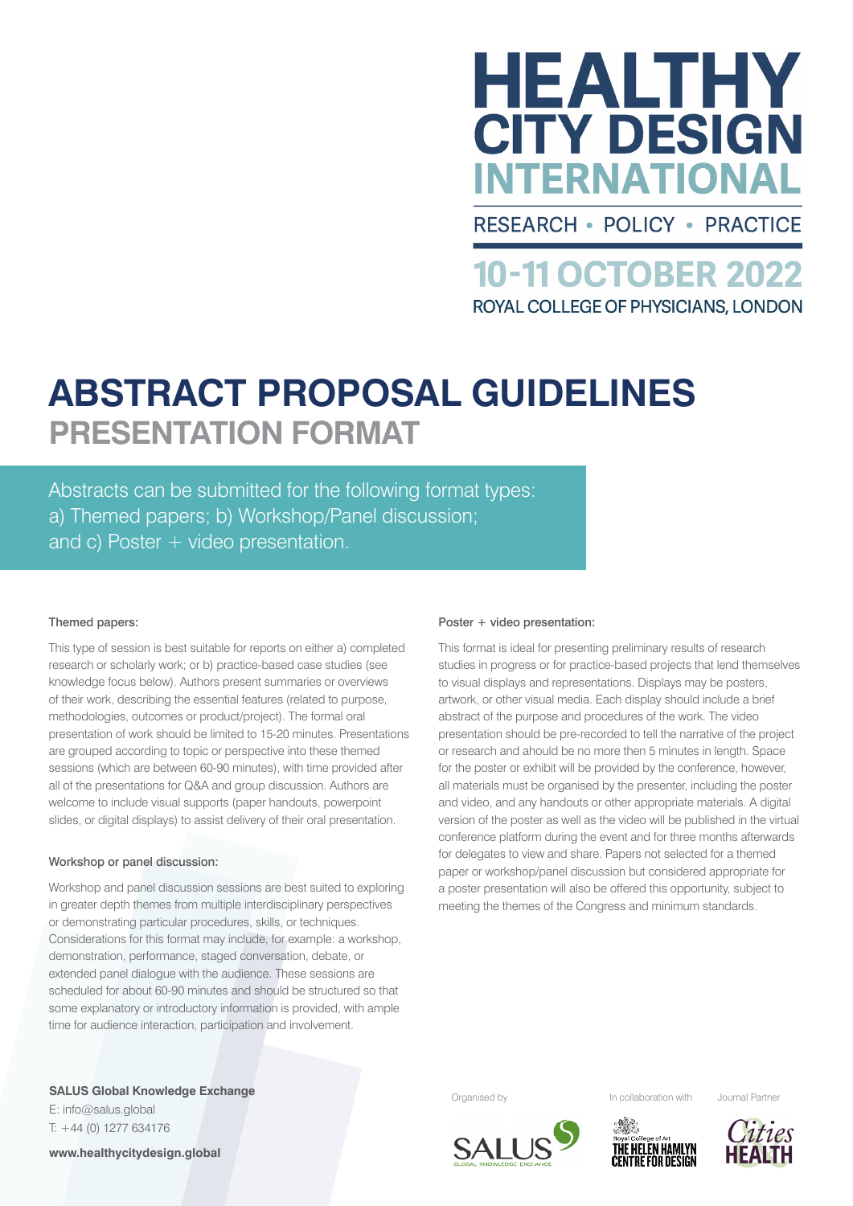# HEALTHY CITY DESIGN INTERNATIONAL

RESEARCH • POLICY • PRACTICE

**10-11 OCTOBER 2022**

ROYAL COLLEGE OF PHYSICIANS, LONDON

# ABSTRACT PROPOSAL GUIDELINES

## PRESENTATION FORMAT

Abstracts can be submitted for the following format types: a) Themed papers; b) Workshop/Panel discussion; and c) Poster + video presentation.

### Themed papers:

This type of session is best suitable for reports on either a) completed research or scholarly work; or b) practice-based case studies (see knowledge focus below). Authors present summaries or overviews of their work, describing the essential features (related to purpose, methodologies, outcomes or product/project). The formal oral presentation of work should be limited to 15-20 minutes. Presentations are grouped according to topic or perspective into these themed sessions (which are between 60-90 minutes), with time provided after all of the presentations for Q&A and group discussion. Authors are welcome to include visual supports (paper handouts, powerpoint slides, or digital displays) to assist delivery of their oral presentation.

### Workshop or panel discussion:

Workshop and panel discussion sessions are best suited to exploring in greater depth themes from multiple interdisciplinary perspectives or demonstrating particular procedures, skills, or techniques. Considerations for this format may include, for example: a workshop, demonstration, performance, staged conversation, debate, or extended panel dialogue with the audience. These sessions are scheduled for about 60-90 minutes and should be structured so that some explanatory or introductory information is provided, with ample time for audience interaction, participation and involvement.

### Poster + video presentation:

This format is ideal for presenting preliminary results of research studies in progress or for practice-based projects that lend themselves to visual displays and representations. Displays may be posters, artwork, or other visual media. Each display should include a brief abstract of the purpose and procedures of the work. The video presentation should be pre-recorded to tell the narrative of the project or research and ahould be no more then 5 minutes in length. Space for the poster or exhibit will be provided by the conference, however, all materials must be organised by the presenter, including the poster and video, and any handouts or other appropriate materials. A digital version of the poster as well as the video will be published in the virtual conference platform during the event and for three months afterwards for delegates to view and share. Papers not selected for a themed paper or workshop/panel discussion but considered appropriate for a poster presentation will also be offered this opportunity, subject to meeting the themes of the Congress and minimum standards.

**SALUS Global Knowledge Exchange**
E: info@salus.global
T: +44 (0) 1277 634176

**www.healthycitydesign.global**

Organised by SALUS Global Knowledge Exchange

In collaboration with Royal College of Art The Helen Hamlyn Centre for Design

Journal Partner Cities & Health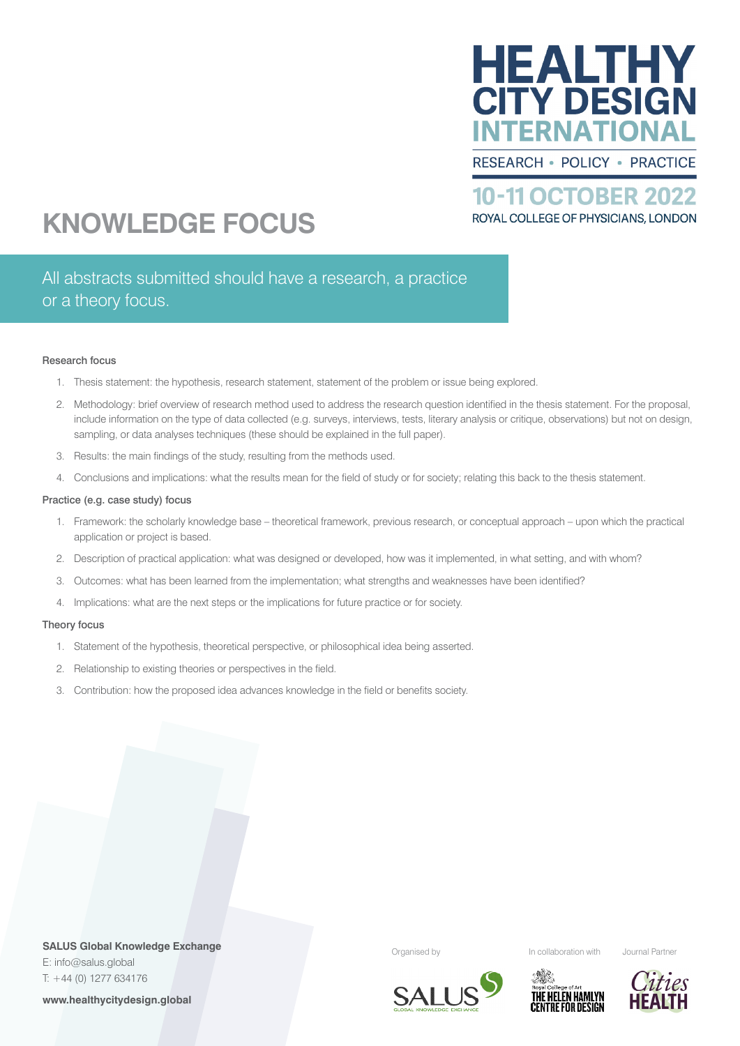# HEALTHY CITY DESIGN INTERNATIONAL

RESEARCH • POLICY • PRACTICE

10-11 OCTOBER 2022

ROYAL COLLEGE OF PHYSICIANS, LONDON

# KNOWLEDGE FOCUS

All abstracts submitted should have a research, a practice or a theory focus.

### Research focus

1. Thesis statement: the hypothesis, research statement, statement of the problem or issue being explored.
2. Methodology: brief overview of research method used to address the research question identified in the thesis statement. For the proposal, include information on the type of data collected (e.g. surveys, interviews, tests, literary analysis or critique, observations) but not on design, sampling, or data analyses techniques (these should be explained in the full paper).
3. Results: the main findings of the study, resulting from the methods used.
4. Conclusions and implications: what the results mean for the field of study or for society; relating this back to the thesis statement.

### Practice (e.g. case study) focus

1. Framework: the scholarly knowledge base – theoretical framework, previous research, or conceptual approach – upon which the practical application or project is based.
2. Description of practical application: what was designed or developed, how was it implemented, in what setting, and with whom?
3. Outcomes: what has been learned from the implementation; what strengths and weaknesses have been identified?
4. Implications: what are the next steps or the implications for future practice or for society.

### Theory focus

1. Statement of the hypothesis, theoretical perspective, or philosophical idea being asserted.
2. Relationship to existing theories or perspectives in the field.
3. Contribution: how the proposed idea advances knowledge in the field or benefits society.

**SALUS Global Knowledge Exchange**
E: info@salus.global
T: +44 (0) 1277 634176

**www.healthycitydesign.global**

Organised by: SALUS Global Knowledge Exchange

In collaboration with: Royal College of Art The Helen Hamlyn Centre for Design

Journal Partner: Cities & Health